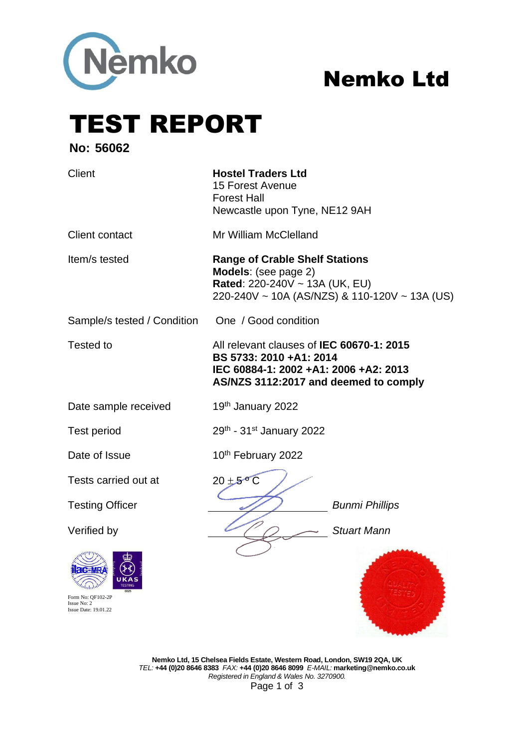# Nemko Ltd

# TEST REPORT

**No: 56062**

| | |
|---|---|
| Client | **Hostel Traders Ltd**<br>15 Forest Avenue<br>Forest Hall<br>Newcastle upon Tyne, NE12 9AH |
| Client contact | Mr William McClelland |
| Item/s tested | **Range of Crable Shelf Stations**<br>**Models**: (see page 2)<br>**Rated**: 220-240V ~ 13A (UK, EU)<br>220-240V ~ 10A (AS/NZS) & 110-120V ~ 13A (US) |
| Sample/s tested / Condition | One / Good condition |
| Tested to | All relevant clauses of **IEC 60670-1: 2015**<br>**BS 5733: 2010 +A1: 2014**<br>**IEC 60884-1: 2002 +A1: 2006 +A2: 2013**<br>**AS/NZS 3112:2017 and deemed to comply** |
| Date sample received | 19th January 2022 |
| Test period | 29th - 31st January 2022 |
| Date of Issue | 10th February 2022 |
| Tests carried out at | 20 ± 5 °C |
| Testing Officer | *Bunmi Phillips* |
| Verified by | *Stuart Mann* |

Form No: QF102-2P
Issue No: 2
Issue Date: 19.01.22

**Nemko Ltd, 15 Chelsea Fields Estate, Western Road, London, SW19 2QA, UK**
*TEL:* **+44 (0)20 8646 8383** *FAX:* **+44 (0)20 8646 8099** *E-MAIL:* **marketing@nemko.co.uk**
*Registered in England & Wales No. 3270900.*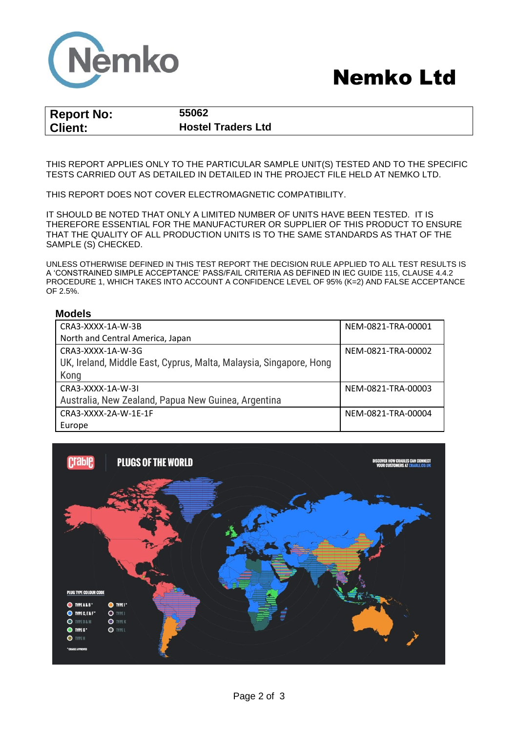# Nemko Ltd

| Report No: | 55062 |
| --- | --- |
| Client: | Hostel Traders Ltd |

THIS REPORT APPLIES ONLY TO THE PARTICULAR SAMPLE UNIT(S) TESTED AND TO THE SPECIFIC TESTS CARRIED OUT AS DETAILED IN DETAILED IN THE PROJECT FILE HELD AT NEMKO LTD.

THIS REPORT DOES NOT COVER ELECTROMAGNETIC COMPATIBILITY.

IT SHOULD BE NOTED THAT ONLY A LIMITED NUMBER OF UNITS HAVE BEEN TESTED. IT IS THEREFORE ESSENTIAL FOR THE MANUFACTURER OR SUPPLIER OF THIS PRODUCT TO ENSURE THAT THE QUALITY OF ALL PRODUCTION UNITS IS TO THE SAME STANDARDS AS THAT OF THE SAMPLE (S) CHECKED.

UNLESS OTHERWISE DEFINED IN THIS TEST REPORT THE DECISION RULE APPLIED TO ALL TEST RESULTS IS A 'CONSTRAINED SIMPLE ACCEPTANCE' PASS/FAIL CRITERIA AS DEFINED IN IEC GUIDE 115, CLAUSE 4.4.2 PROCEDURE 1, WHICH TAKES INTO ACCOUNT A CONFIDENCE LEVEL OF 95% (K=2) AND FALSE ACCEPTANCE OF 2.5%.

### Models

| Model | Reference |
| --- | --- |
| CRA3-XXXX-1A-W-3B<br>North and Central America, Japan | NEM-0821-TRA-00001 |
| CRA3-XXXX-1A-W-3G<br>UK, Ireland, Middle East, Cyprus, Malta, Malaysia, Singapore, Hong Kong | NEM-0821-TRA-00002 |
| CRA3-XXXX-1A-W-3I<br>Australia, New Zealand, Papua New Guinea, Argentina | NEM-0821-TRA-00003 |
| CRA3-XXXX-2A-W-1E-1F<br>Europe | NEM-0821-TRA-00004 |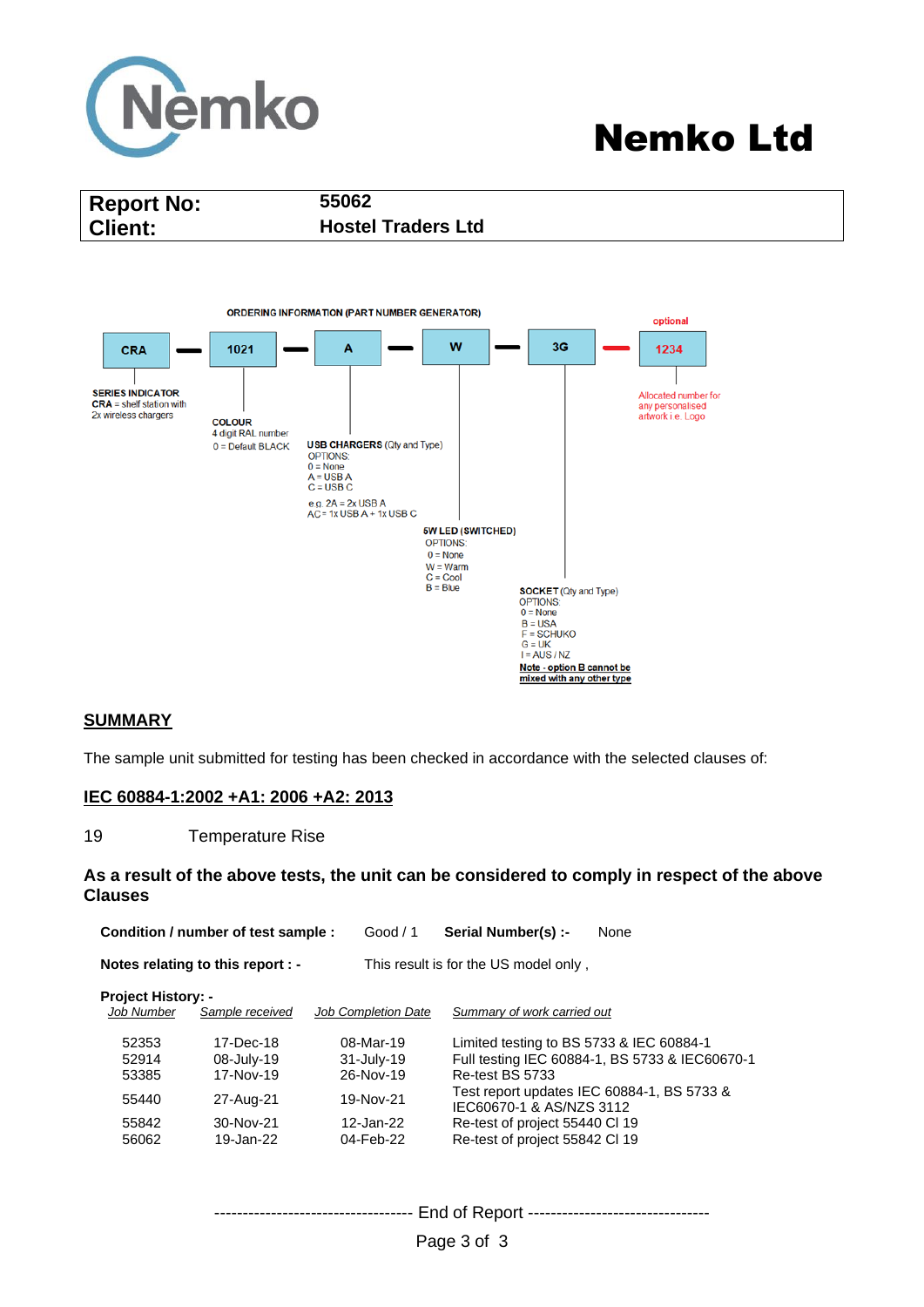Nemko

# Nemko Ltd

| | |
|---|---|
| **Report No:** | **55062** |
| **Client:** | **Hostel Traders Ltd** |

ORDERING INFORMATION (PART NUMBER GENERATOR)

CRA — 1021 — A — W — 3G — 1234

optional

**SERIES INDICATOR**
**CRA** = shelf station with 2x wireless chargers

**COLOUR**
4 digit RAL number
0 = Default BLACK

**USB CHARGERS** (Qty and Type)
OPTIONS:
0 = None
A = USB A
C = USB C

e.g. 2A = 2x USB A
AC = 1x USB A + 1x USB C

**5W LED (SWITCHED)**
OPTIONS:
0 = None
W = Warm
C = Cool
B = Blue

**SOCKET** (Qty and Type)
OPTIONS:
0 = None
B = USA
F = SCHUKO
G = UK
I = AUS / NZ
**Note - option B cannot be mixed with any other type**

Allocated number for any personalised artwork i.e. Logo

## SUMMARY

The sample unit submitted for testing has been checked in accordance with the selected clauses of:

**IEC 60884-1:2002 +A1: 2006 +A2: 2013**

19 Temperature Rise

**As a result of the above tests, the unit can be considered to comply in respect of the above Clauses**

**Condition / number of test sample :** Good / 1 **Serial Number(s) :-** None

**Notes relating to this report : -** This result is for the US model only ,

**Project History: -**

| *Job Number* | *Sample received* | *Job Completion Date* | *Summary of work carried out* |
|---|---|---|---|
| 52353 | 17-Dec-18 | 08-Mar-19 | Limited testing to BS 5733 & IEC 60884-1 |
| 52914 | 08-July-19 | 31-July-19 | Full testing IEC 60884-1, BS 5733 & IEC60670-1 |
| 53385 | 17-Nov-19 | 26-Nov-19 | Re-test BS 5733 |
| 55440 | 27-Aug-21 | 19-Nov-21 | Test report updates IEC 60884-1, BS 5733 & IEC60670-1 & AS/NZS 3112 |
| 55842 | 30-Nov-21 | 12-Jan-22 | Re-test of project 55440 Cl 19 |
| 56062 | 19-Jan-22 | 04-Feb-22 | Re-test of project 55842 Cl 19 |

---------------------------------- End of Report -------------------------------